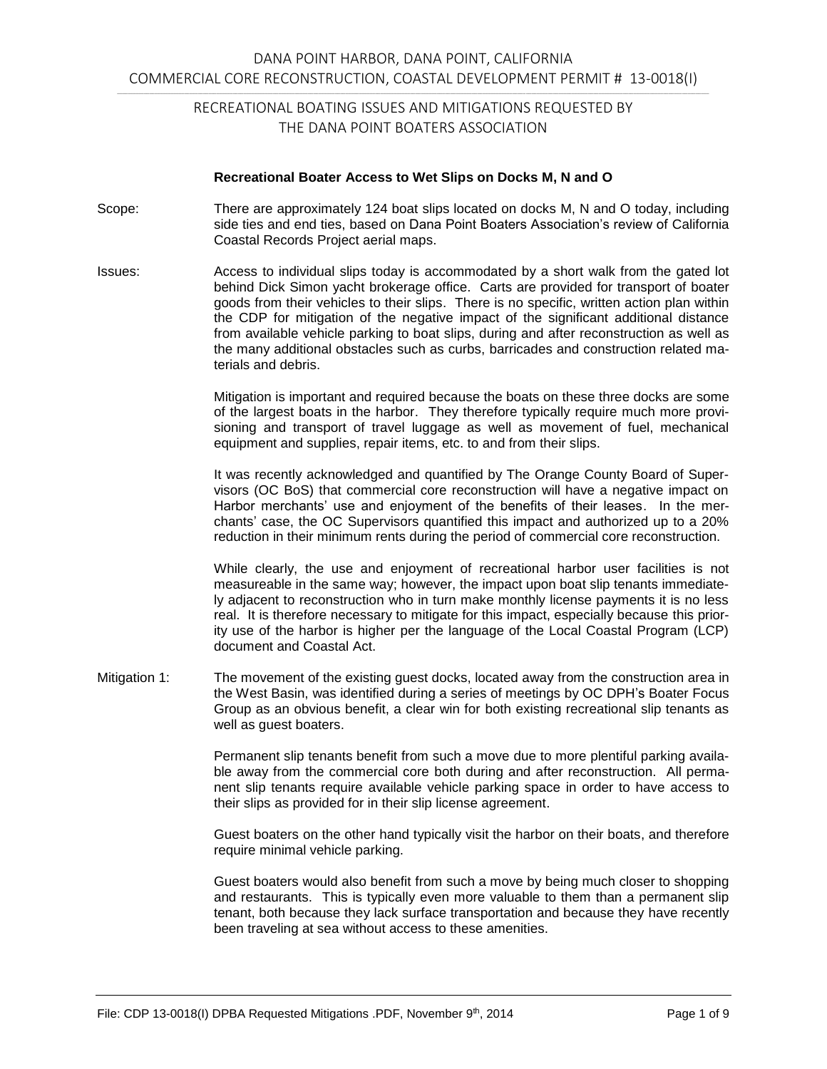DANA POINT HARBOR, DANA POINT, CALIFORNIA
COMMERCIAL CORE RECONSTRUCTION, COASTAL DEVELOPMENT PERMIT # 13-0018(I)

RECREATIONAL BOATING ISSUES AND MITIGATIONS REQUESTED BY THE DANA POINT BOATERS ASSOCIATION

### Recreational Boater Access to Wet Slips on Docks M, N and O

**Scope:** There are approximately 124 boat slips located on docks M, N and O today, including side ties and end ties, based on Dana Point Boaters Association's review of California Coastal Records Project aerial maps.

**Issues:** Access to individual slips today is accommodated by a short walk from the gated lot behind Dick Simon yacht brokerage office. Carts are provided for transport of boater goods from their vehicles to their slips. There is no specific, written action plan within the CDP for mitigation of the negative impact of the significant additional distance from available vehicle parking to boat slips, during and after reconstruction as well as the many additional obstacles such as curbs, barricades and construction related materials and debris.

Mitigation is important and required because the boats on these three docks are some of the largest boats in the harbor. They therefore typically require much more provisioning and transport of travel luggage as well as movement of fuel, mechanical equipment and supplies, repair items, etc. to and from their slips.

It was recently acknowledged and quantified by The Orange County Board of Supervisors (OC BoS) that commercial core reconstruction will have a negative impact on Harbor merchants' use and enjoyment of the benefits of their leases. In the merchants' case, the OC Supervisors quantified this impact and authorized up to a 20% reduction in their minimum rents during the period of commercial core reconstruction.

While clearly, the use and enjoyment of recreational harbor user facilities is not measureable in the same way; however, the impact upon boat slip tenants immediately adjacent to reconstruction who in turn make monthly license payments it is no less real. It is therefore necessary to mitigate for this impact, especially because this priority use of the harbor is higher per the language of the Local Coastal Program (LCP) document and Coastal Act.

**Mitigation 1:** The movement of the existing guest docks, located away from the construction area in the West Basin, was identified during a series of meetings by OC DPH's Boater Focus Group as an obvious benefit, a clear win for both existing recreational slip tenants as well as guest boaters.

Permanent slip tenants benefit from such a move due to more plentiful parking available away from the commercial core both during and after reconstruction. All permanent slip tenants require available vehicle parking space in order to have access to their slips as provided for in their slip license agreement.

Guest boaters on the other hand typically visit the harbor on their boats, and therefore require minimal vehicle parking.

Guest boaters would also benefit from such a move by being much closer to shopping and restaurants. This is typically even more valuable to them than a permanent slip tenant, both because they lack surface transportation and because they have recently been traveling at sea without access to these amenities.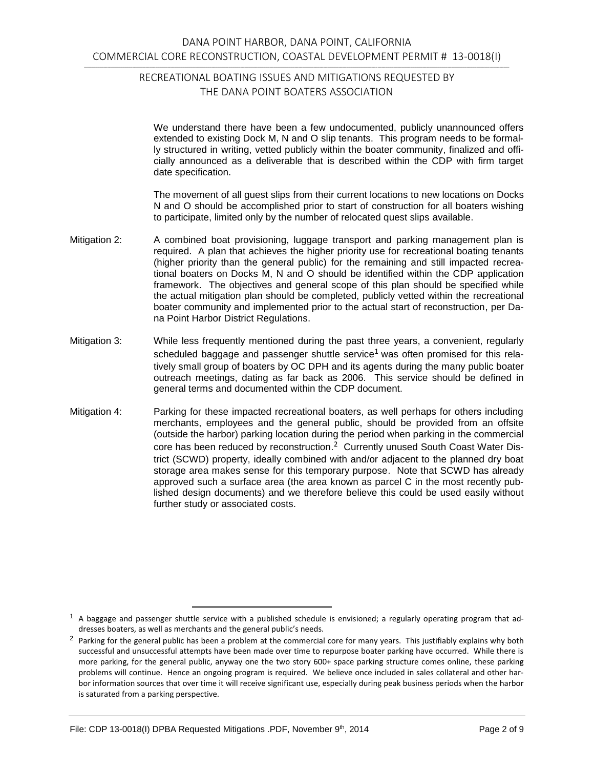We understand there have been a few undocumented, publicly unannounced offers extended to existing Dock M, N and O slip tenants. This program needs to be formally structured in writing, vetted publicly within the boater community, finalized and officially announced as a deliverable that is described within the CDP with firm target date specification.

The movement of all guest slips from their current locations to new locations on Docks N and O should be accomplished prior to start of construction for all boaters wishing to participate, limited only by the number of relocated quest slips available.

Mitigation 2: A combined boat provisioning, luggage transport and parking management plan is required. A plan that achieves the higher priority use for recreational boating tenants (higher priority than the general public) for the remaining and still impacted recreational boaters on Docks M, N and O should be identified within the CDP application framework. The objectives and general scope of this plan should be specified while the actual mitigation plan should be completed, publicly vetted within the recreational boater community and implemented prior to the actual start of reconstruction, per Dana Point Harbor District Regulations.

Mitigation 3: While less frequently mentioned during the past three years, a convenient, regularly scheduled baggage and passenger shuttle service[1] was often promised for this relatively small group of boaters by OC DPH and its agents during the many public boater outreach meetings, dating as far back as 2006. This service should be defined in general terms and documented within the CDP document.

Mitigation 4: Parking for these impacted recreational boaters, as well perhaps for others including merchants, employees and the general public, should be provided from an offsite (outside the harbor) parking location during the period when parking in the commercial core has been reduced by reconstruction.[2] Currently unused South Coast Water District (SCWD) property, ideally combined with and/or adjacent to the planned dry boat storage area makes sense for this temporary purpose. Note that SCWD has already approved such a surface area (the area known as parcel C in the most recently published design documents) and we therefore believe this could be used easily without further study or associated costs.

---

[1] A baggage and passenger shuttle service with a published schedule is envisioned; a regularly operating program that addresses boaters, as well as merchants and the general public's needs.

[2] Parking for the general public has been a problem at the commercial core for many years. This justifiably explains why both successful and unsuccessful attempts have been made over time to repurpose boater parking have occurred. While there is more parking, for the general public, anyway one the two story 600+ space parking structure comes online, these parking problems will continue. Hence an ongoing program is required. We believe once included in sales collateral and other harbor information sources that over time it will receive significant use, especially during peak business periods when the harbor is saturated from a parking perspective.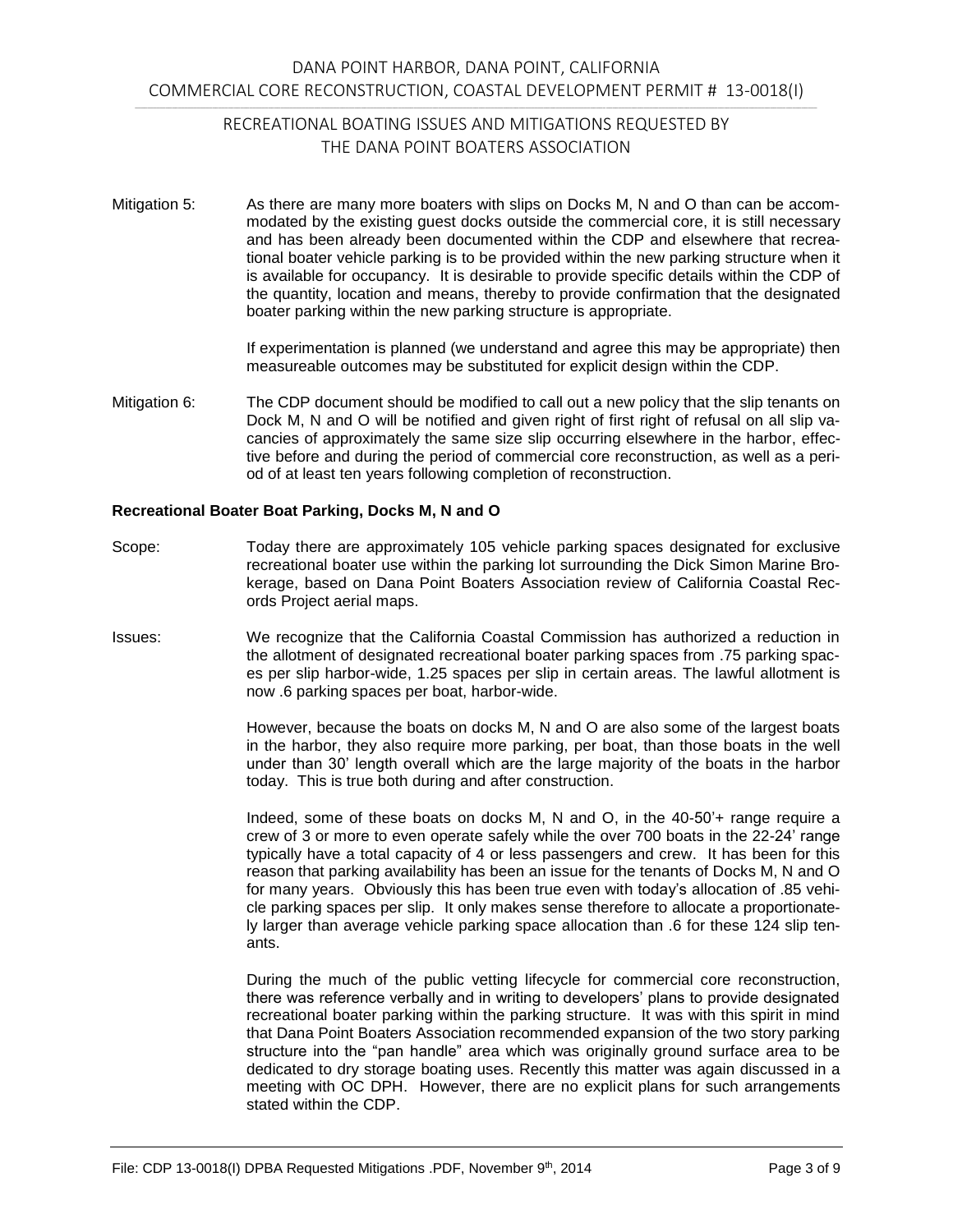Mitigation 5: As there are many more boaters with slips on Docks M, N and O than can be accommodated by the existing guest docks outside the commercial core, it is still necessary and has been already been documented within the CDP and elsewhere that recreational boater vehicle parking is to be provided within the new parking structure when it is available for occupancy. It is desirable to provide specific details within the CDP of the quantity, location and means, thereby to provide confirmation that the designated boater parking within the new parking structure is appropriate.

If experimentation is planned (we understand and agree this may be appropriate) then measureable outcomes may be substituted for explicit design within the CDP.

Mitigation 6: The CDP document should be modified to call out a new policy that the slip tenants on Dock M, N and O will be notified and given right of first right of refusal on all slip vacancies of approximately the same size slip occurring elsewhere in the harbor, effective before and during the period of commercial core reconstruction, as well as a period of at least ten years following completion of reconstruction.

**Recreational Boater Boat Parking, Docks M, N and O**

Scope: Today there are approximately 105 vehicle parking spaces designated for exclusive recreational boater use within the parking lot surrounding the Dick Simon Marine Brokerage, based on Dana Point Boaters Association review of California Coastal Records Project aerial maps.

Issues: We recognize that the California Coastal Commission has authorized a reduction in the allotment of designated recreational boater parking spaces from .75 parking spaces per slip harbor-wide, 1.25 spaces per slip in certain areas. The lawful allotment is now .6 parking spaces per boat, harbor-wide.

However, because the boats on docks M, N and O are also some of the largest boats in the harbor, they also require more parking, per boat, than those boats in the well under than 30' length overall which are the large majority of the boats in the harbor today. This is true both during and after construction.

Indeed, some of these boats on docks M, N and O, in the 40-50'+ range require a crew of 3 or more to even operate safely while the over 700 boats in the 22-24' range typically have a total capacity of 4 or less passengers and crew. It has been for this reason that parking availability has been an issue for the tenants of Docks M, N and O for many years. Obviously this has been true even with today's allocation of .85 vehicle parking spaces per slip. It only makes sense therefore to allocate a proportionately larger than average vehicle parking space allocation than .6 for these 124 slip tenants.

During the much of the public vetting lifecycle for commercial core reconstruction, there was reference verbally and in writing to developers' plans to provide designated recreational boater parking within the parking structure. It was with this spirit in mind that Dana Point Boaters Association recommended expansion of the two story parking structure into the "pan handle" area which was originally ground surface area to be dedicated to dry storage boating uses. Recently this matter was again discussed in a meeting with OC DPH. However, there are no explicit plans for such arrangements stated within the CDP.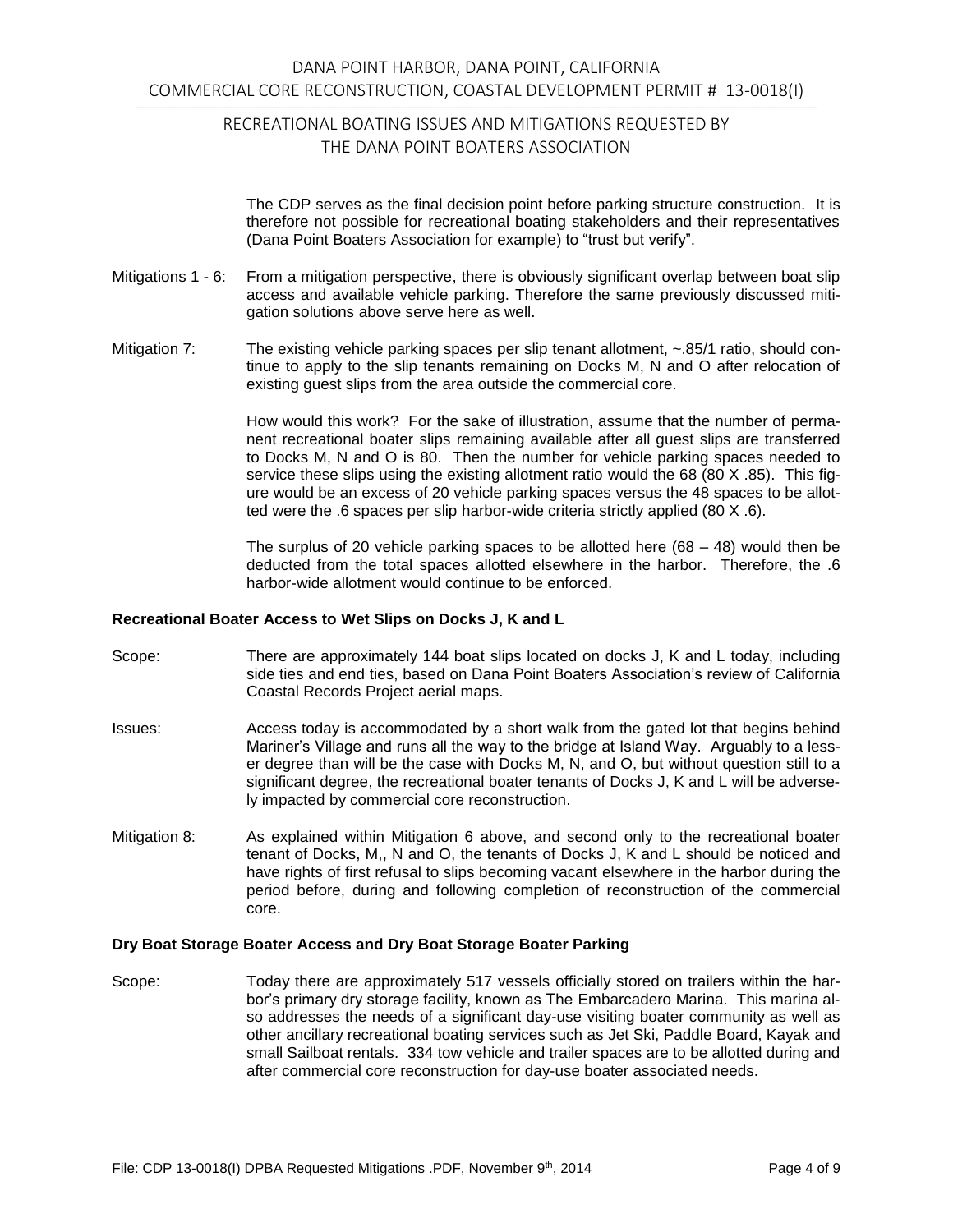The CDP serves as the final decision point before parking structure construction. It is therefore not possible for recreational boating stakeholders and their representatives (Dana Point Boaters Association for example) to “trust but verify”.

Mitigations 1 - 6: From a mitigation perspective, there is obviously significant overlap between boat slip access and available vehicle parking. Therefore the same previously discussed mitigation solutions above serve here as well.

Mitigation 7: The existing vehicle parking spaces per slip tenant allotment, ~.85/1 ratio, should continue to apply to the slip tenants remaining on Docks M, N and O after relocation of existing guest slips from the area outside the commercial core.

How would this work? For the sake of illustration, assume that the number of permanent recreational boater slips remaining available after all guest slips are transferred to Docks M, N and O is 80. Then the number for vehicle parking spaces needed to service these slips using the existing allotment ratio would the 68 (80 X .85). This figure would be an excess of 20 vehicle parking spaces versus the 48 spaces to be allotted were the .6 spaces per slip harbor-wide criteria strictly applied (80 X .6).

The surplus of 20 vehicle parking spaces to be allotted here (68 – 48) would then be deducted from the total spaces allotted elsewhere in the harbor. Therefore, the .6 harbor-wide allotment would continue to be enforced.

**Recreational Boater Access to Wet Slips on Docks J, K and L**

Scope: There are approximately 144 boat slips located on docks J, K and L today, including side ties and end ties, based on Dana Point Boaters Association’s review of California Coastal Records Project aerial maps.

Issues: Access today is accommodated by a short walk from the gated lot that begins behind Mariner’s Village and runs all the way to the bridge at Island Way. Arguably to a lesser degree than will be the case with Docks M, N, and O, but without question still to a significant degree, the recreational boater tenants of Docks J, K and L will be adversely impacted by commercial core reconstruction.

Mitigation 8: As explained within Mitigation 6 above, and second only to the recreational boater tenant of Docks, M,, N and O, the tenants of Docks J, K and L should be noticed and have rights of first refusal to slips becoming vacant elsewhere in the harbor during the period before, during and following completion of reconstruction of the commercial core.

**Dry Boat Storage Boater Access and Dry Boat Storage Boater Parking**

Scope: Today there are approximately 517 vessels officially stored on trailers within the harbor’s primary dry storage facility, known as The Embarcadero Marina. This marina also addresses the needs of a significant day-use visiting boater community as well as other ancillary recreational boating services such as Jet Ski, Paddle Board, Kayak and small Sailboat rentals. 334 tow vehicle and trailer spaces are to be allotted during and after commercial core reconstruction for day-use boater associated needs.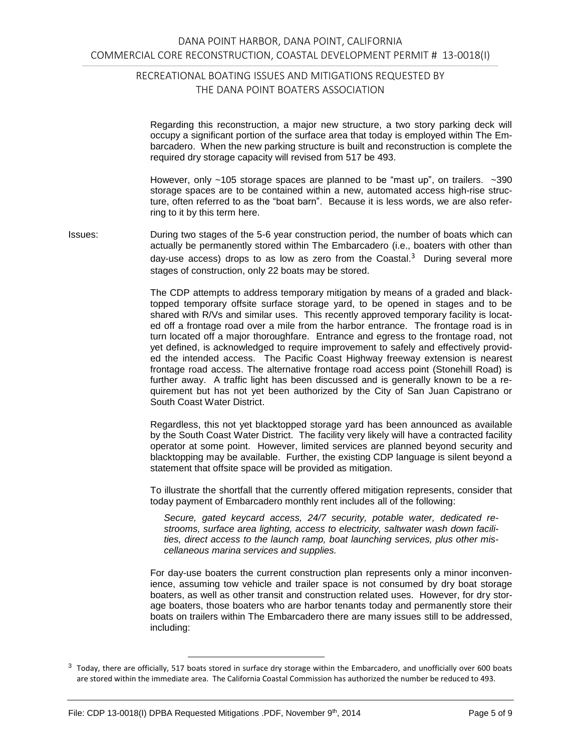Regarding this reconstruction, a major new structure, a two story parking deck will occupy a significant portion of the surface area that today is employed within The Embarcadero. When the new parking structure is built and reconstruction is complete the required dry storage capacity will revised from 517 be 493.

However, only ~105 storage spaces are planned to be "mast up", on trailers. ~390 storage spaces are to be contained within a new, automated access high-rise structure, often referred to as the "boat barn". Because it is less words, we are also referring to it by this term here.

Issues: During two stages of the 5-6 year construction period, the number of boats which can actually be permanently stored within The Embarcadero (i.e., boaters with other than day-use access) drops to as low as zero from the Coastal.[3] During several more stages of construction, only 22 boats may be stored.

The CDP attempts to address temporary mitigation by means of a graded and blacktopped temporary offsite surface storage yard, to be opened in stages and to be shared with R/Vs and similar uses. This recently approved temporary facility is located off a frontage road over a mile from the harbor entrance. The frontage road is in turn located off a major thoroughfare. Entrance and egress to the frontage road, not yet defined, is acknowledged to require improvement to safely and effectively provided the intended access. The Pacific Coast Highway freeway extension is nearest frontage road access. The alternative frontage road access point (Stonehill Road) is further away. A traffic light has been discussed and is generally known to be a requirement but has not yet been authorized by the City of San Juan Capistrano or South Coast Water District.

Regardless, this not yet blacktopped storage yard has been announced as available by the South Coast Water District. The facility very likely will have a contracted facility operator at some point. However, limited services are planned beyond security and blacktopping may be available. Further, the existing CDP language is silent beyond a statement that offsite space will be provided as mitigation.

To illustrate the shortfall that the currently offered mitigation represents, consider that today payment of Embarcadero monthly rent includes all of the following:

*Secure, gated keycard access, 24/7 security, potable water, dedicated restrooms, surface area lighting, access to electricity, saltwater wash down facilities, direct access to the launch ramp, boat launching services, plus other miscellaneous marina services and supplies.*

For day-use boaters the current construction plan represents only a minor inconvenience, assuming tow vehicle and trailer space is not consumed by dry boat storage boaters, as well as other transit and construction related uses. However, for dry storage boaters, those boaters who are harbor tenants today and permanently store their boats on trailers within The Embarcadero there are many issues still to be addressed, including:

---

[3] Today, there are officially, 517 boats stored in surface dry storage within the Embarcadero, and unofficially over 600 boats are stored within the immediate area. The California Coastal Commission has authorized the number be reduced to 493.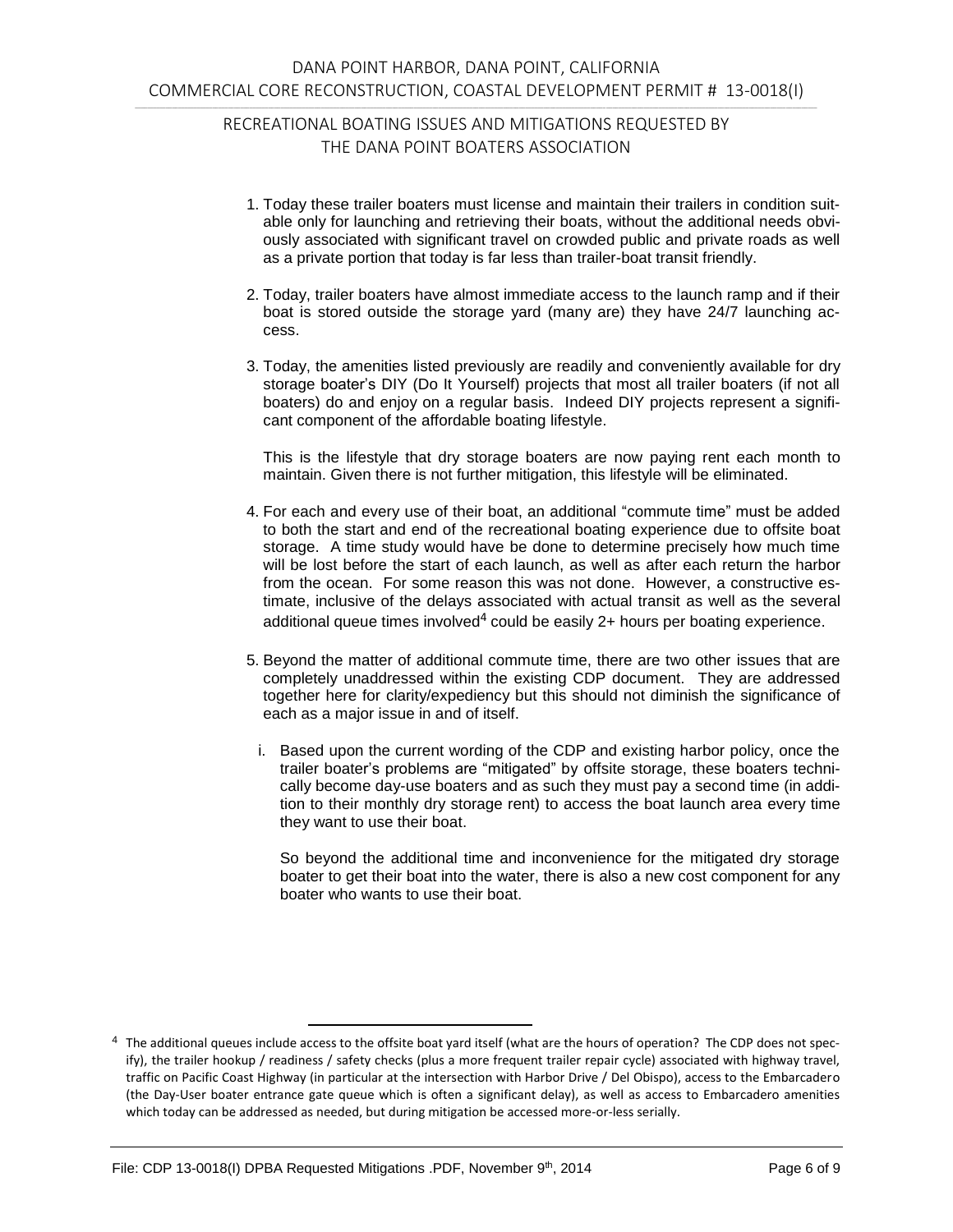1. Today these trailer boaters must license and maintain their trailers in condition suitable only for launching and retrieving their boats, without the additional needs obviously associated with significant travel on crowded public and private roads as well as a private portion that today is far less than trailer-boat transit friendly.

2. Today, trailer boaters have almost immediate access to the launch ramp and if their boat is stored outside the storage yard (many are) they have 24/7 launching access.

3. Today, the amenities listed previously are readily and conveniently available for dry storage boater's DIY (Do It Yourself) projects that most all trailer boaters (if not all boaters) do and enjoy on a regular basis. Indeed DIY projects represent a significant component of the affordable boating lifestyle.

   This is the lifestyle that dry storage boaters are now paying rent each month to maintain. Given there is not further mitigation, this lifestyle will be eliminated.

4. For each and every use of their boat, an additional "commute time" must be added to both the start and end of the recreational boating experience due to offsite boat storage. A time study would have be done to determine precisely how much time will be lost before the start of each launch, as well as after each return the harbor from the ocean. For some reason this was not done. However, a constructive estimate, inclusive of the delays associated with actual transit as well as the several additional queue times involved[4] could be easily 2+ hours per boating experience.

5. Beyond the matter of additional commute time, there are two other issues that are completely unaddressed within the existing CDP document. They are addressed together here for clarity/expediency but this should not diminish the significance of each as a major issue in and of itself.

   i. Based upon the current wording of the CDP and existing harbor policy, once the trailer boater's problems are "mitigated" by offsite storage, these boaters technically become day-use boaters and as such they must pay a second time (in addition to their monthly dry storage rent) to access the boat launch area every time they want to use their boat.

      So beyond the additional time and inconvenience for the mitigated dry storage boater to get their boat into the water, there is also a new cost component for any boater who wants to use their boat.

[4] The additional queues include access to the offsite boat yard itself (what are the hours of operation? The CDP does not specify), the trailer hookup / readiness / safety checks (plus a more frequent trailer repair cycle) associated with highway travel, traffic on Pacific Coast Highway (in particular at the intersection with Harbor Drive / Del Obispo), access to the Embarcadero (the Day-User boater entrance gate queue which is often a significant delay), as well as access to Embarcadero amenities which today can be addressed as needed, but during mitigation be accessed more-or-less serially.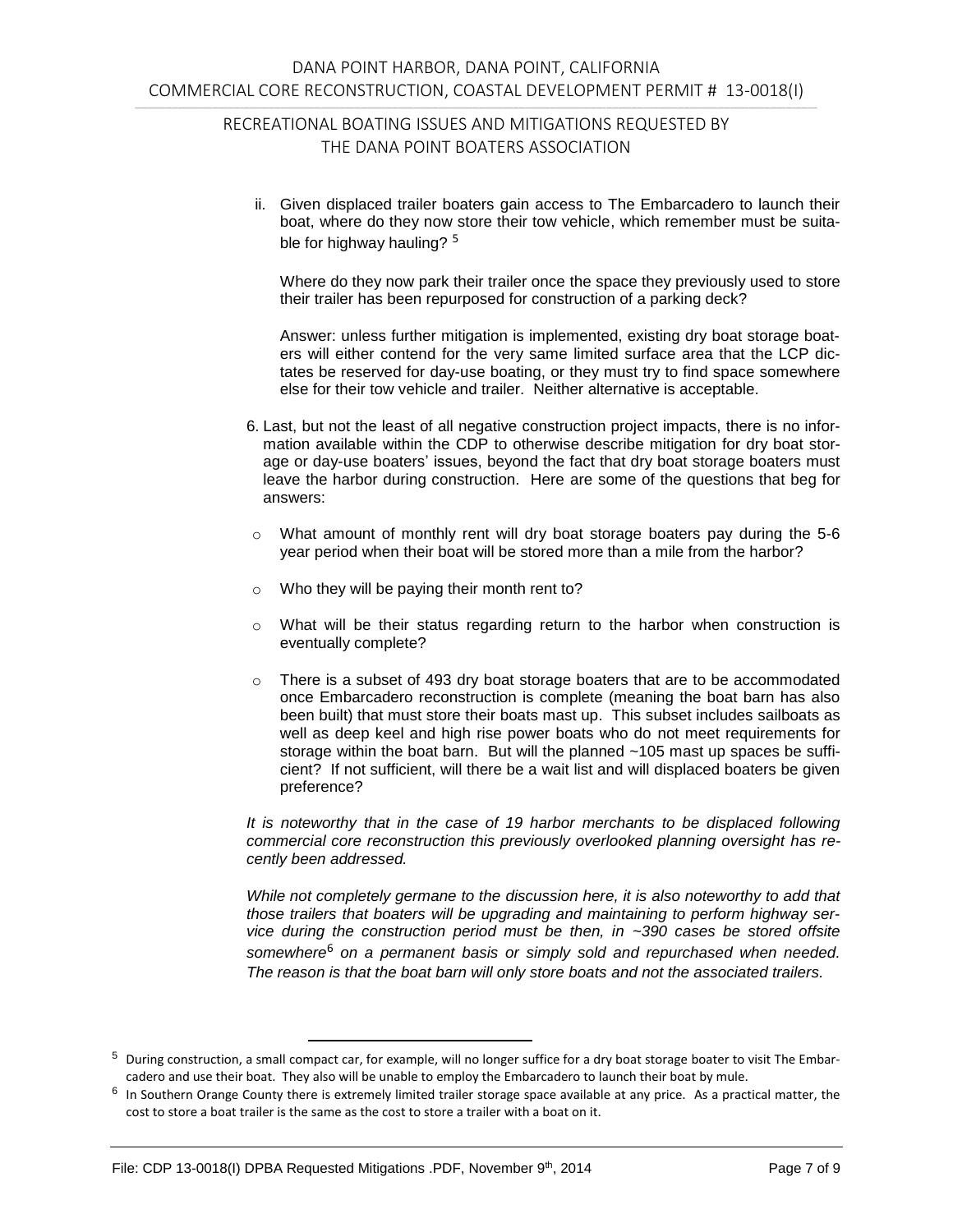ii. Given displaced trailer boaters gain access to The Embarcadero to launch their boat, where do they now store their tow vehicle, which remember must be suitable for highway hauling? [5]

   Where do they now park their trailer once the space they previously used to store their trailer has been repurposed for construction of a parking deck?

   Answer: unless further mitigation is implemented, existing dry boat storage boaters will either contend for the very same limited surface area that the LCP dictates be reserved for day-use boating, or they must try to find space somewhere else for their tow vehicle and trailer. Neither alternative is acceptable.

6. Last, but not the least of all negative construction project impacts, there is no information available within the CDP to otherwise describe mitigation for dry boat storage or day-use boaters' issues, beyond the fact that dry boat storage boaters must leave the harbor during construction. Here are some of the questions that beg for answers:

   - What amount of monthly rent will dry boat storage boaters pay during the 5-6 year period when their boat will be stored more than a mile from the harbor?
   - Who they will be paying their month rent to?
   - What will be their status regarding return to the harbor when construction is eventually complete?
   - There is a subset of 493 dry boat storage boaters that are to be accommodated once Embarcadero reconstruction is complete (meaning the boat barn has also been built) that must store their boats mast up. This subset includes sailboats as well as deep keel and high rise power boats who do not meet requirements for storage within the boat barn. But will the planned ~105 mast up spaces be sufficient? If not sufficient, will there be a wait list and will displaced boaters be given preference?

*It is noteworthy that in the case of 19 harbor merchants to be displaced following commercial core reconstruction this previously overlooked planning oversight has recently been addressed.*

*While not completely germane to the discussion here, it is also noteworthy to add that those trailers that boaters will be upgrading and maintaining to perform highway service during the construction period must be then, in ~390 cases be stored offsite somewhere[6] on a permanent basis or simply sold and repurchased when needed. The reason is that the boat barn will only store boats and not the associated trailers.*

---

[5] During construction, a small compact car, for example, will no longer suffice for a dry boat storage boater to visit The Embarcadero and use their boat. They also will be unable to employ the Embarcadero to launch their boat by mule.

[6] In Southern Orange County there is extremely limited trailer storage space available at any price. As a practical matter, the cost to store a boat trailer is the same as the cost to store a trailer with a boat on it.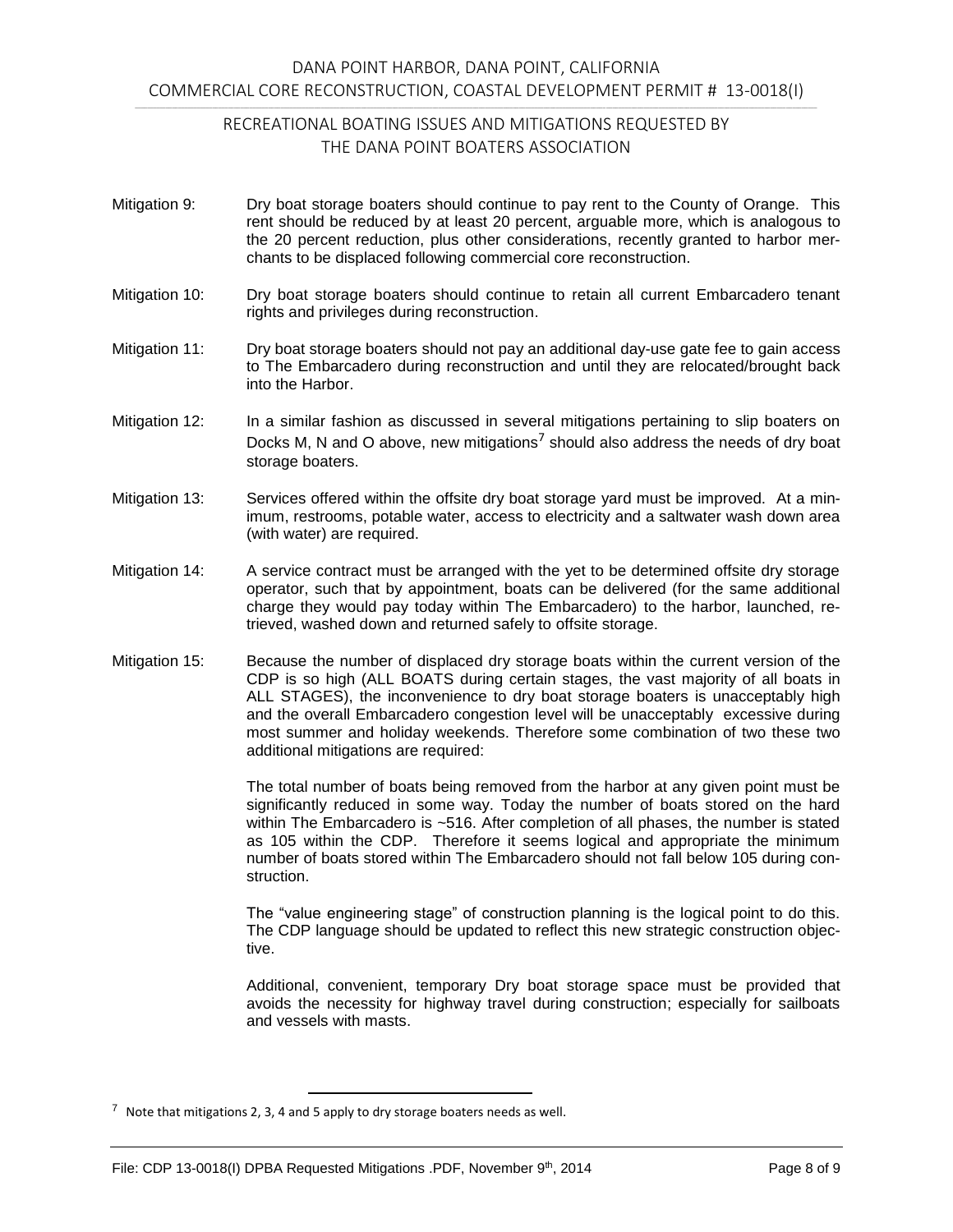Mitigation 9: Dry boat storage boaters should continue to pay rent to the County of Orange. This rent should be reduced by at least 20 percent, arguable more, which is analogous to the 20 percent reduction, plus other considerations, recently granted to harbor merchants to be displaced following commercial core reconstruction.

Mitigation 10: Dry boat storage boaters should continue to retain all current Embarcadero tenant rights and privileges during reconstruction.

Mitigation 11: Dry boat storage boaters should not pay an additional day-use gate fee to gain access to The Embarcadero during reconstruction and until they are relocated/brought back into the Harbor.

Mitigation 12: In a similar fashion as discussed in several mitigations pertaining to slip boaters on Docks M, N and O above, new mitigations[7] should also address the needs of dry boat storage boaters.

Mitigation 13: Services offered within the offsite dry boat storage yard must be improved. At a minimum, restrooms, potable water, access to electricity and a saltwater wash down area (with water) are required.

Mitigation 14: A service contract must be arranged with the yet to be determined offsite dry storage operator, such that by appointment, boats can be delivered (for the same additional charge they would pay today within The Embarcadero) to the harbor, launched, retrieved, washed down and returned safely to offsite storage.

Mitigation 15: Because the number of displaced dry storage boats within the current version of the CDP is so high (ALL BOATS during certain stages, the vast majority of all boats in ALL STAGES), the inconvenience to dry boat storage boaters is unacceptably high and the overall Embarcadero congestion level will be unacceptably excessive during most summer and holiday weekends. Therefore some combination of two these two additional mitigations are required:

The total number of boats being removed from the harbor at any given point must be significantly reduced in some way. Today the number of boats stored on the hard within The Embarcadero is ~516. After completion of all phases, the number is stated as 105 within the CDP. Therefore it seems logical and appropriate the minimum number of boats stored within The Embarcadero should not fall below 105 during construction.

The "value engineering stage" of construction planning is the logical point to do this. The CDP language should be updated to reflect this new strategic construction objective.

Additional, convenient, temporary Dry boat storage space must be provided that avoids the necessity for highway travel during construction; especially for sailboats and vessels with masts.

---

[7] Note that mitigations 2, 3, 4 and 5 apply to dry storage boaters needs as well.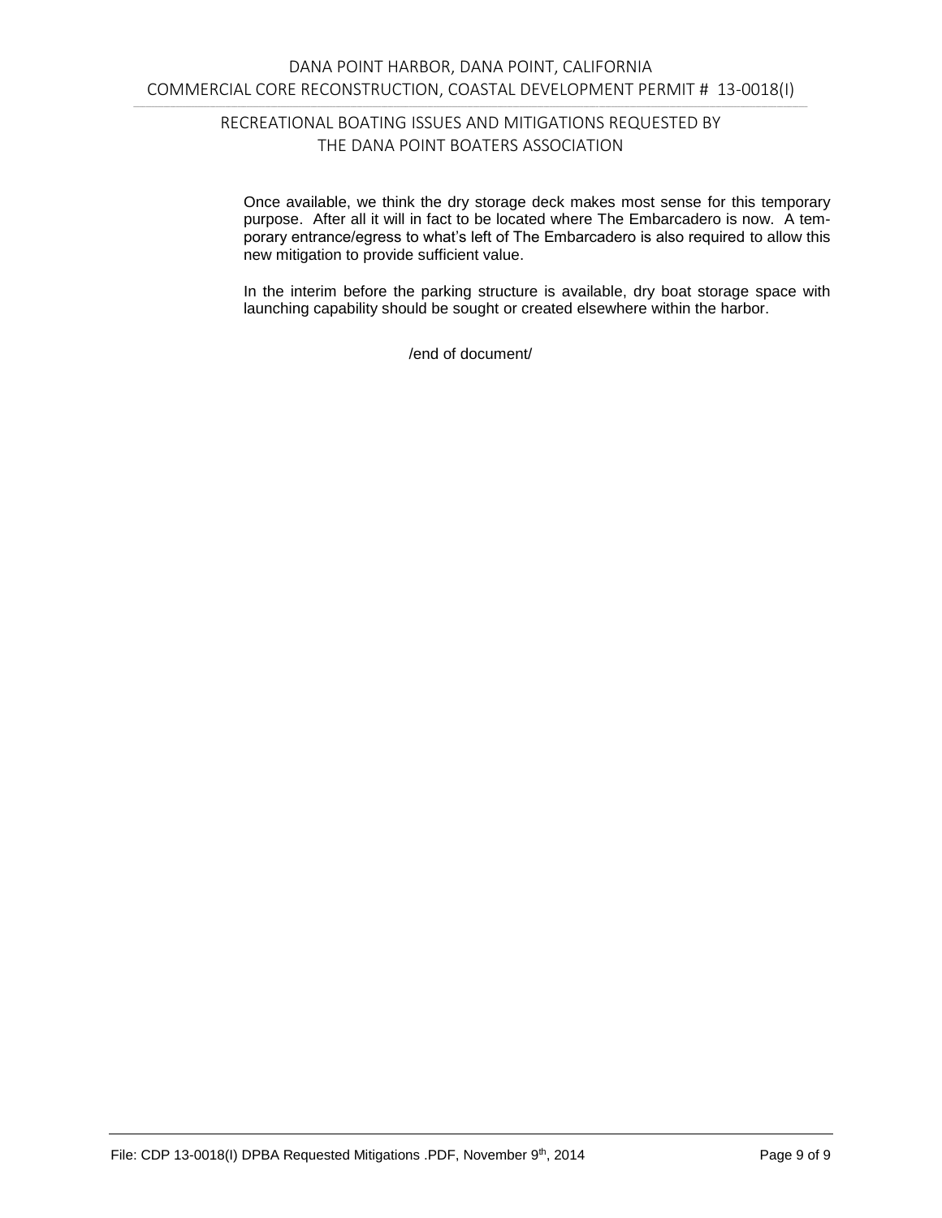Once available, we think the dry storage deck makes most sense for this temporary purpose. After all it will in fact to be located where The Embarcadero is now. A temporary entrance/egress to what's left of The Embarcadero is also required to allow this new mitigation to provide sufficient value.

In the interim before the parking structure is available, dry boat storage space with launching capability should be sought or created elsewhere within the harbor.

/end of document/